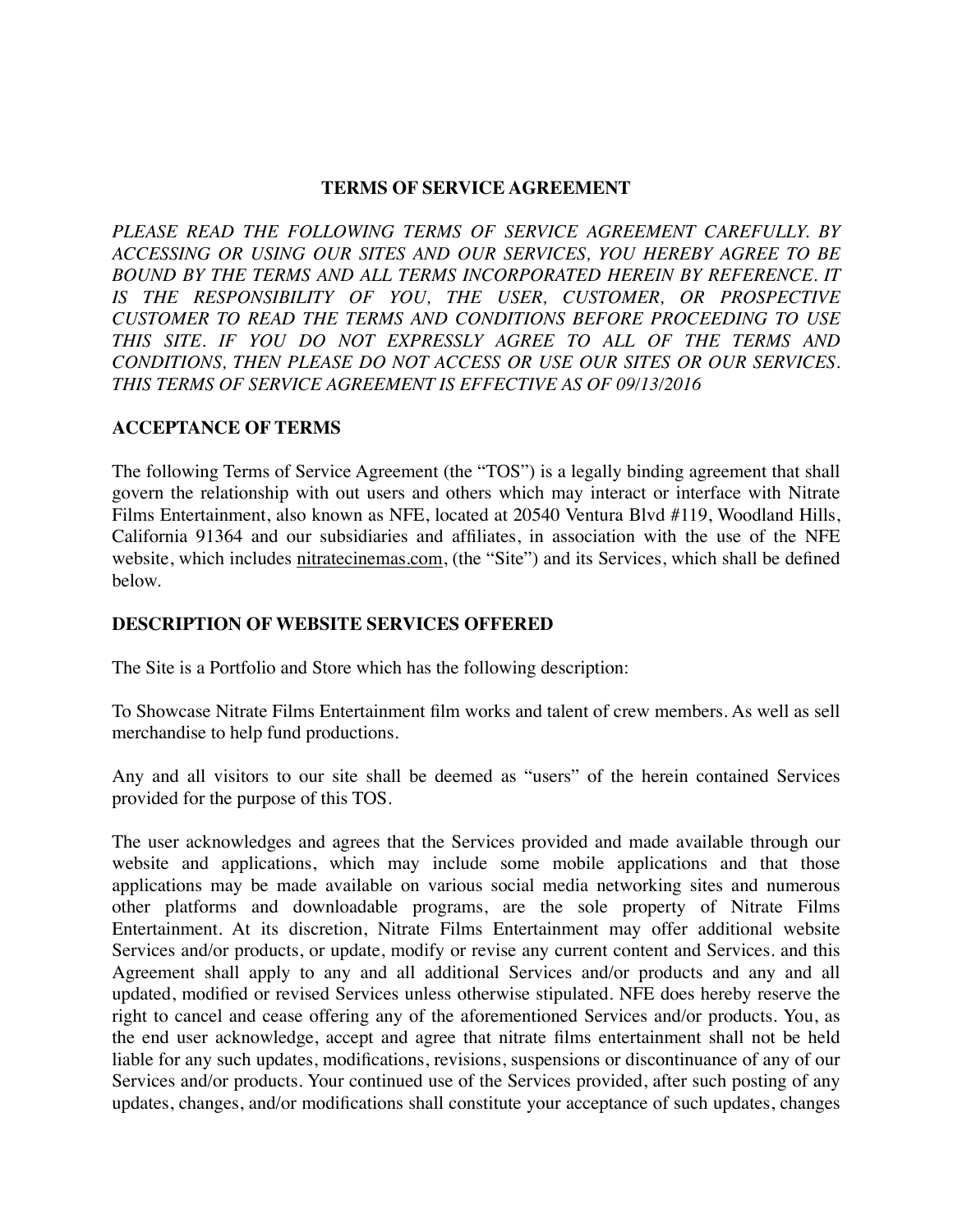# TERMS OF SERVICE AGREEMENT

*PLEASE READ THE FOLLOWING TERMS OF SERVICE AGREEMENT CAREFULLY. BY ACCESSING OR USING OUR SITES AND OUR SERVICES, YOU HEREBY AGREE TO BE BOUND BY THE TERMS AND ALL TERMS INCORPORATED HEREIN BY REFERENCE. IT IS THE RESPONSIBILITY OF YOU, THE USER, CUSTOMER, OR PROSPECTIVE CUSTOMER TO READ THE TERMS AND CONDITIONS BEFORE PROCEEDING TO USE THIS SITE. IF YOU DO NOT EXPRESSLY AGREE TO ALL OF THE TERMS AND CONDITIONS, THEN PLEASE DO NOT ACCESS OR USE OUR SITES OR OUR SERVICES. THIS TERMS OF SERVICE AGREEMENT IS EFFECTIVE AS OF 09/13/2016*

## ACCEPTANCE OF TERMS

The following Terms of Service Agreement (the "TOS") is a legally binding agreement that shall govern the relationship with out users and others which may interact or interface with Nitrate Films Entertainment, also known as NFE, located at 20540 Ventura Blvd #119, Woodland Hills, California 91364 and our subsidiaries and affiliates, in association with the use of the NFE website, which includes nitratecinemas.com, (the "Site") and its Services, which shall be defined below.

## DESCRIPTION OF WEBSITE SERVICES OFFERED

The Site is a Portfolio and Store which has the following description:

To Showcase Nitrate Films Entertainment film works and talent of crew members. As well as sell merchandise to help fund productions.

Any and all visitors to our site shall be deemed as "users" of the herein contained Services provided for the purpose of this TOS.

The user acknowledges and agrees that the Services provided and made available through our website and applications, which may include some mobile applications and that those applications may be made available on various social media networking sites and numerous other platforms and downloadable programs, are the sole property of Nitrate Films Entertainment. At its discretion, Nitrate Films Entertainment may offer additional website Services and/or products, or update, modify or revise any current content and Services. and this Agreement shall apply to any and all additional Services and/or products and any and all updated, modified or revised Services unless otherwise stipulated. NFE does hereby reserve the right to cancel and cease offering any of the aforementioned Services and/or products. You, as the end user acknowledge, accept and agree that nitrate films entertainment shall not be held liable for any such updates, modifications, revisions, suspensions or discontinuance of any of our Services and/or products. Your continued use of the Services provided, after such posting of any updates, changes, and/or modifications shall constitute your acceptance of such updates, changes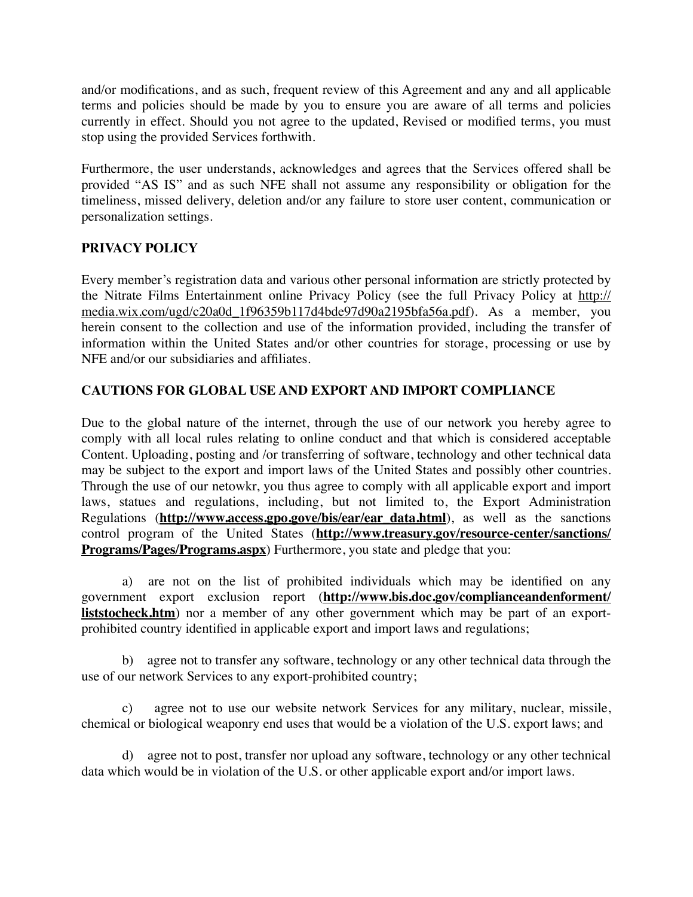and/or modifications, and as such, frequent review of this Agreement and any and all applicable terms and policies should be made by you to ensure you are aware of all terms and policies currently in effect. Should you not agree to the updated, Revised or modified terms, you must stop using the provided Services forthwith.

Furthermore, the user understands, acknowledges and agrees that the Services offered shall be provided "AS IS" and as such NFE shall not assume any responsibility or obligation for the timeliness, missed delivery, deletion and/or any failure to store user content, communication or personalization settings.

**PRIVACY POLICY**

Every member's registration data and various other personal information are strictly protected by the Nitrate Films Entertainment online Privacy Policy (see the full Privacy Policy at http://media.wix.com/ugd/c20a0d_1f96359b117d4bde97d90a2195bfa56a.pdf). As a member, you herein consent to the collection and use of the information provided, including the transfer of information within the United States and/or other countries for storage, processing or use by NFE and/or our subsidiaries and affiliates.

**CAUTIONS FOR GLOBAL USE AND EXPORT AND IMPORT COMPLIANCE**

Due to the global nature of the internet, through the use of our network you hereby agree to comply with all local rules relating to online conduct and that which is considered acceptable Content. Uploading, posting and /or transferring of software, technology and other technical data may be subject to the export and import laws of the United States and possibly other countries. Through the use of our netowkr, you thus agree to comply with all applicable export and import laws, statues and regulations, including, but not limited to, the Export Administration Regulations (**http://www.access.gpo.gove/bis/ear/ear_data.html**), as well as the sanctions control program of the United States (**http://www.treasury.gov/resource-center/sanctions/Programs/Pages/Programs.aspx**) Furthermore, you state and pledge that you:

a) are not on the list of prohibited individuals which may be identified on any government export exclusion report (**http://www.bis.doc.gov/complianceandenforment/liststocheck.htm**) nor a member of any other government which may be part of an export-prohibited country identified in applicable export and import laws and regulations;

b) agree not to transfer any software, technology or any other technical data through the use of our network Services to any export-prohibited country;

c) agree not to use our website network Services for any military, nuclear, missile, chemical or biological weaponry end uses that would be a violation of the U.S. export laws; and

d) agree not to post, transfer nor upload any software, technology or any other technical data which would be in violation of the U.S. or other applicable export and/or import laws.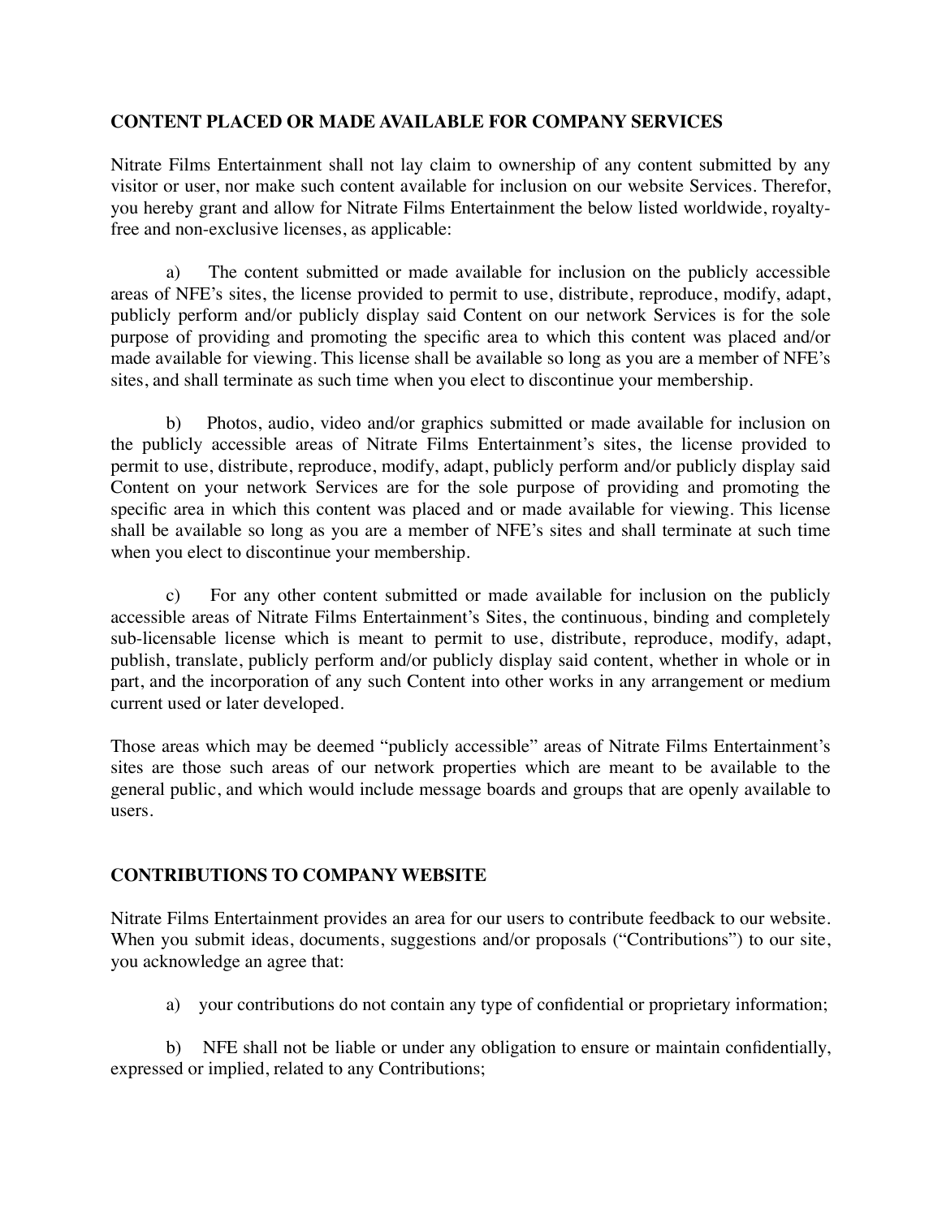**CONTENT PLACED OR MADE AVAILABLE FOR COMPANY SERVICES**

Nitrate Films Entertainment shall not lay claim to ownership of any content submitted by any visitor or user, nor make such content available for inclusion on our website Services. Therefor, you hereby grant and allow for Nitrate Films Entertainment the below listed worldwide, royalty-free and non-exclusive licenses, as applicable:

a) The content submitted or made available for inclusion on the publicly accessible areas of NFE's sites, the license provided to permit to use, distribute, reproduce, modify, adapt, publicly perform and/or publicly display said Content on our network Services is for the sole purpose of providing and promoting the specific area to which this content was placed and/or made available for viewing. This license shall be available so long as you are a member of NFE's sites, and shall terminate as such time when you elect to discontinue your membership.

b) Photos, audio, video and/or graphics submitted or made available for inclusion on the publicly accessible areas of Nitrate Films Entertainment's sites, the license provided to permit to use, distribute, reproduce, modify, adapt, publicly perform and/or publicly display said Content on your network Services are for the sole purpose of providing and promoting the specific area in which this content was placed and or made available for viewing. This license shall be available so long as you are a member of NFE's sites and shall terminate at such time when you elect to discontinue your membership.

c) For any other content submitted or made available for inclusion on the publicly accessible areas of Nitrate Films Entertainment's Sites, the continuous, binding and completely sub-licensable license which is meant to permit to use, distribute, reproduce, modify, adapt, publish, translate, publicly perform and/or publicly display said content, whether in whole or in part, and the incorporation of any such Content into other works in any arrangement or medium current used or later developed.

Those areas which may be deemed "publicly accessible" areas of Nitrate Films Entertainment's sites are those such areas of our network properties which are meant to be available to the general public, and which would include message boards and groups that are openly available to users.

**CONTRIBUTIONS TO COMPANY WEBSITE**

Nitrate Films Entertainment provides an area for our users to contribute feedback to our website. When you submit ideas, documents, suggestions and/or proposals ("Contributions") to our site, you acknowledge an agree that:

a) your contributions do not contain any type of confidential or proprietary information;

b) NFE shall not be liable or under any obligation to ensure or maintain confidentially, expressed or implied, related to any Contributions;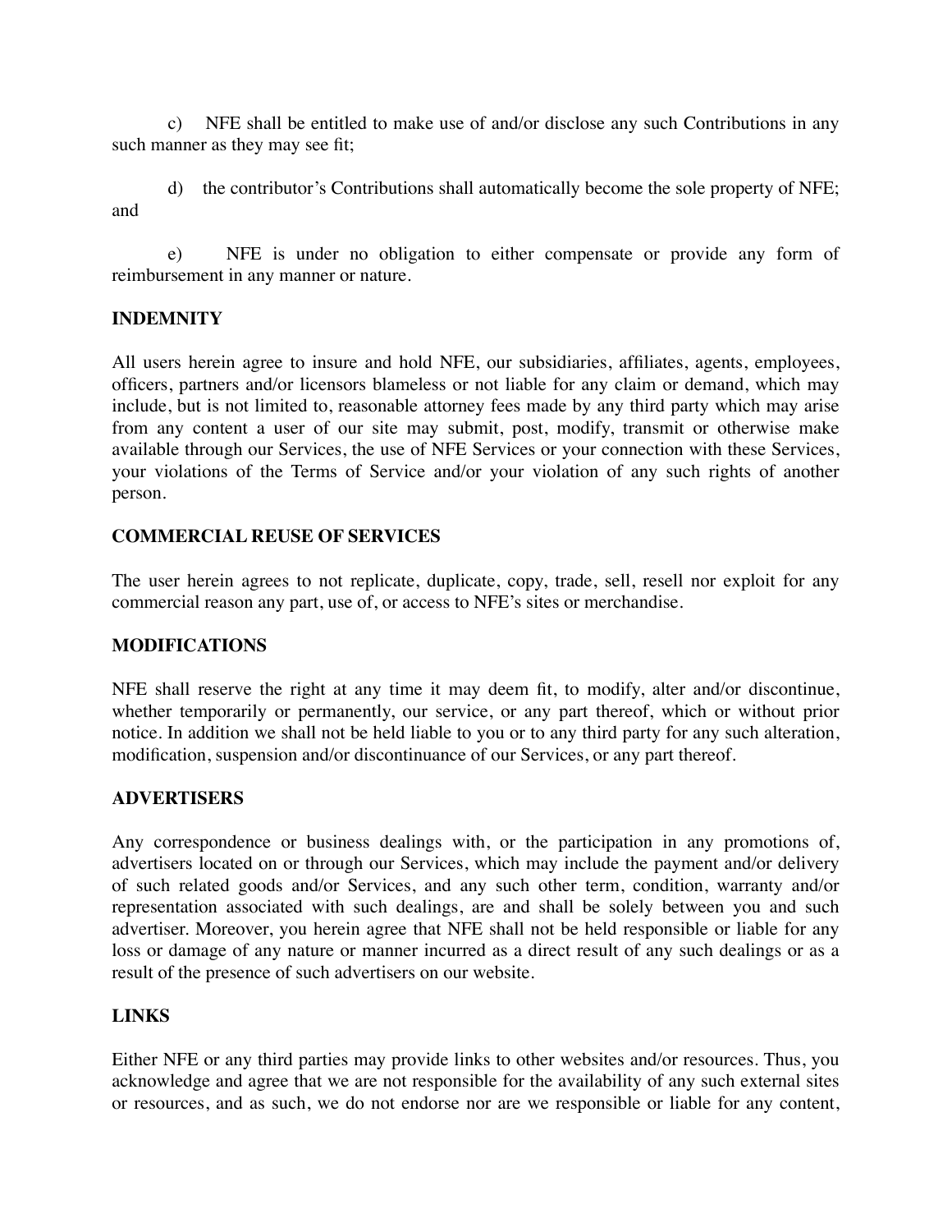c) NFE shall be entitled to make use of and/or disclose any such Contributions in any such manner as they may see fit;

d) the contributor's Contributions shall automatically become the sole property of NFE; and

e) NFE is under no obligation to either compensate or provide any form of reimbursement in any manner or nature.

**INDEMNITY**

All users herein agree to insure and hold NFE, our subsidiaries, affiliates, agents, employees, officers, partners and/or licensors blameless or not liable for any claim or demand, which may include, but is not limited to, reasonable attorney fees made by any third party which may arise from any content a user of our site may submit, post, modify, transmit or otherwise make available through our Services, the use of NFE Services or your connection with these Services, your violations of the Terms of Service and/or your violation of any such rights of another person.

**COMMERCIAL REUSE OF SERVICES**

The user herein agrees to not replicate, duplicate, copy, trade, sell, resell nor exploit for any commercial reason any part, use of, or access to NFE's sites or merchandise.

**MODIFICATIONS**

NFE shall reserve the right at any time it may deem fit, to modify, alter and/or discontinue, whether temporarily or permanently, our service, or any part thereof, which or without prior notice. In addition we shall not be held liable to you or to any third party for any such alteration, modification, suspension and/or discontinuance of our Services, or any part thereof.

**ADVERTISERS**

Any correspondence or business dealings with, or the participation in any promotions of, advertisers located on or through our Services, which may include the payment and/or delivery of such related goods and/or Services, and any such other term, condition, warranty and/or representation associated with such dealings, are and shall be solely between you and such advertiser. Moreover, you herein agree that NFE shall not be held responsible or liable for any loss or damage of any nature or manner incurred as a direct result of any such dealings or as a result of the presence of such advertisers on our website.

**LINKS**

Either NFE or any third parties may provide links to other websites and/or resources. Thus, you acknowledge and agree that we are not responsible for the availability of any such external sites or resources, and as such, we do not endorse nor are we responsible or liable for any content,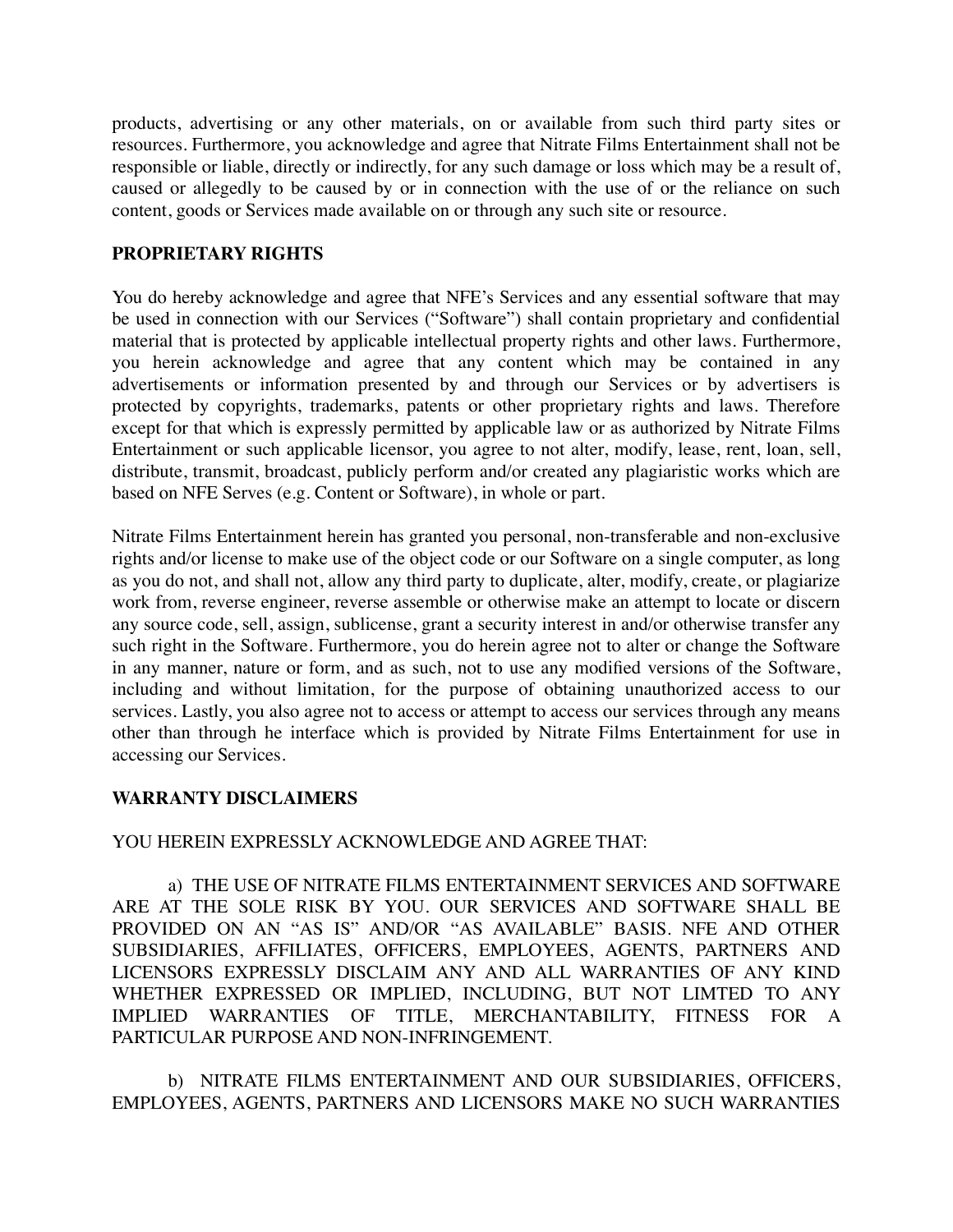products, advertising or any other materials, on or available from such third party sites or resources. Furthermore, you acknowledge and agree that Nitrate Films Entertainment shall not be responsible or liable, directly or indirectly, for any such damage or loss which may be a result of, caused or allegedly to be caused by or in connection with the use of or the reliance on such content, goods or Services made available on or through any such site or resource.

**PROPRIETARY RIGHTS**

You do hereby acknowledge and agree that NFE's Services and any essential software that may be used in connection with our Services ("Software") shall contain proprietary and confidential material that is protected by applicable intellectual property rights and other laws. Furthermore, you herein acknowledge and agree that any content which may be contained in any advertisements or information presented by and through our Services or by advertisers is protected by copyrights, trademarks, patents or other proprietary rights and laws. Therefore except for that which is expressly permitted by applicable law or as authorized by Nitrate Films Entertainment or such applicable licensor, you agree to not alter, modify, lease, rent, loan, sell, distribute, transmit, broadcast, publicly perform and/or created any plagiaristic works which are based on NFE Serves (e.g. Content or Software), in whole or part.

Nitrate Films Entertainment herein has granted you personal, non-transferable and non-exclusive rights and/or license to make use of the object code or our Software on a single computer, as long as you do not, and shall not, allow any third party to duplicate, alter, modify, create, or plagiarize work from, reverse engineer, reverse assemble or otherwise make an attempt to locate or discern any source code, sell, assign, sublicense, grant a security interest in and/or otherwise transfer any such right in the Software. Furthermore, you do herein agree not to alter or change the Software in any manner, nature or form, and as such, not to use any modified versions of the Software, including and without limitation, for the purpose of obtaining unauthorized access to our services. Lastly, you also agree not to access or attempt to access our services through any means other than through he interface which is provided by Nitrate Films Entertainment for use in accessing our Services.

**WARRANTY DISCLAIMERS**

YOU HEREIN EXPRESSLY ACKNOWLEDGE AND AGREE THAT:

a) THE USE OF NITRATE FILMS ENTERTAINMENT SERVICES AND SOFTWARE ARE AT THE SOLE RISK BY YOU. OUR SERVICES AND SOFTWARE SHALL BE PROVIDED ON AN "AS IS" AND/OR "AS AVAILABLE" BASIS. NFE AND OTHER SUBSIDIARIES, AFFILIATES, OFFICERS, EMPLOYEES, AGENTS, PARTNERS AND LICENSORS EXPRESSLY DISCLAIM ANY AND ALL WARRANTIES OF ANY KIND WHETHER EXPRESSED OR IMPLIED, INCLUDING, BUT NOT LIMTED TO ANY IMPLIED WARRANTIES OF TITLE, MERCHANTABILITY, FITNESS FOR A PARTICULAR PURPOSE AND NON-INFRINGEMENT.

b) NITRATE FILMS ENTERTAINMENT AND OUR SUBSIDIARIES, OFFICERS, EMPLOYEES, AGENTS, PARTNERS AND LICENSORS MAKE NO SUCH WARRANTIES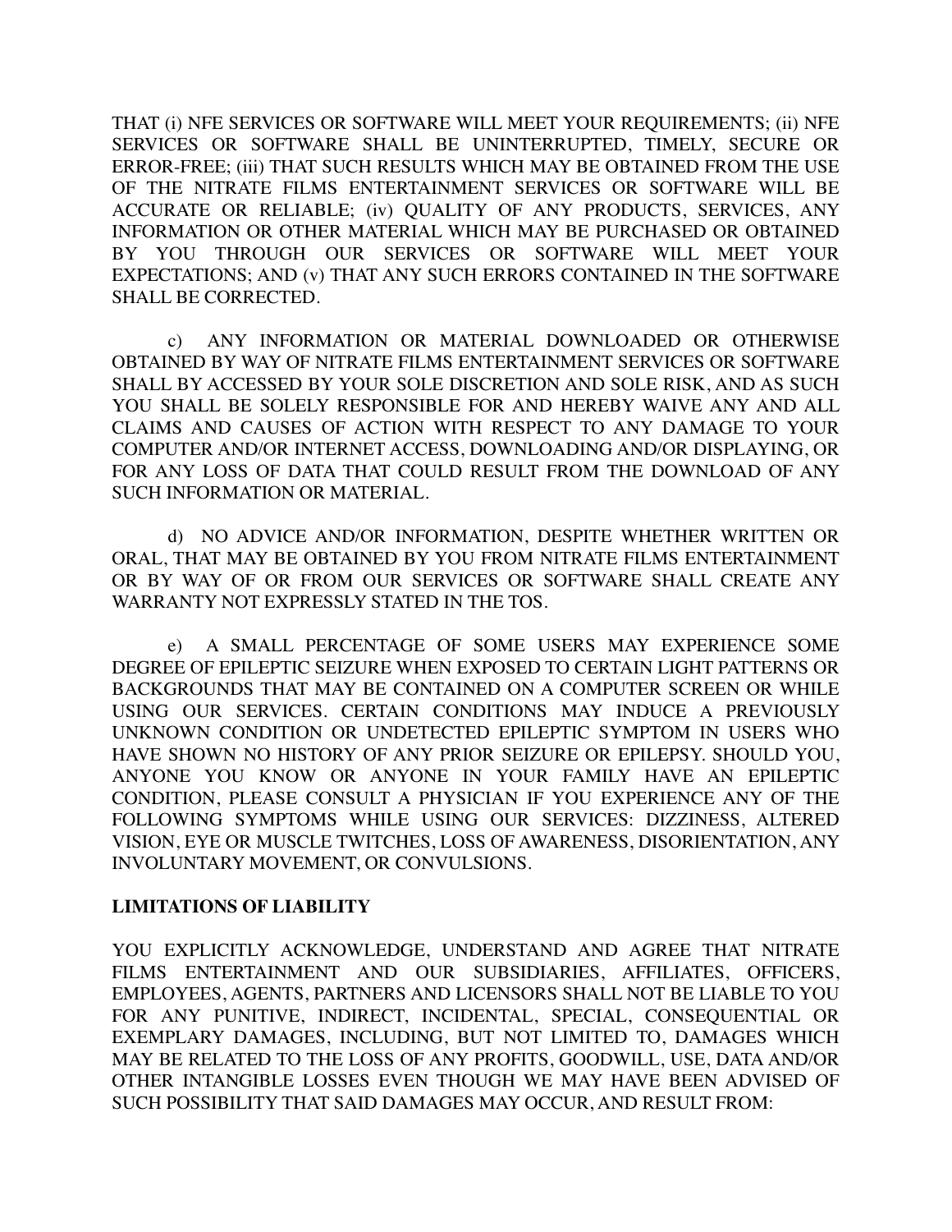THAT (i) NFE SERVICES OR SOFTWARE WILL MEET YOUR REQUIREMENTS; (ii) NFE SERVICES OR SOFTWARE SHALL BE UNINTERRUPTED, TIMELY, SECURE OR ERROR-FREE; (iii) THAT SUCH RESULTS WHICH MAY BE OBTAINED FROM THE USE OF THE NITRATE FILMS ENTERTAINMENT SERVICES OR SOFTWARE WILL BE ACCURATE OR RELIABLE; (iv) QUALITY OF ANY PRODUCTS, SERVICES, ANY INFORMATION OR OTHER MATERIAL WHICH MAY BE PURCHASED OR OBTAINED BY YOU THROUGH OUR SERVICES OR SOFTWARE WILL MEET YOUR EXPECTATIONS; AND (v) THAT ANY SUCH ERRORS CONTAINED IN THE SOFTWARE SHALL BE CORRECTED.

c) ANY INFORMATION OR MATERIAL DOWNLOADED OR OTHERWISE OBTAINED BY WAY OF NITRATE FILMS ENTERTAINMENT SERVICES OR SOFTWARE SHALL BY ACCESSED BY YOUR SOLE DISCRETION AND SOLE RISK, AND AS SUCH YOU SHALL BE SOLELY RESPONSIBLE FOR AND HEREBY WAIVE ANY AND ALL CLAIMS AND CAUSES OF ACTION WITH RESPECT TO ANY DAMAGE TO YOUR COMPUTER AND/OR INTERNET ACCESS, DOWNLOADING AND/OR DISPLAYING, OR FOR ANY LOSS OF DATA THAT COULD RESULT FROM THE DOWNLOAD OF ANY SUCH INFORMATION OR MATERIAL.

d) NO ADVICE AND/OR INFORMATION, DESPITE WHETHER WRITTEN OR ORAL, THAT MAY BE OBTAINED BY YOU FROM NITRATE FILMS ENTERTAINMENT OR BY WAY OF OR FROM OUR SERVICES OR SOFTWARE SHALL CREATE ANY WARRANTY NOT EXPRESSLY STATED IN THE TOS.

e) A SMALL PERCENTAGE OF SOME USERS MAY EXPERIENCE SOME DEGREE OF EPILEPTIC SEIZURE WHEN EXPOSED TO CERTAIN LIGHT PATTERNS OR BACKGROUNDS THAT MAY BE CONTAINED ON A COMPUTER SCREEN OR WHILE USING OUR SERVICES. CERTAIN CONDITIONS MAY INDUCE A PREVIOUSLY UNKNOWN CONDITION OR UNDETECTED EPILEPTIC SYMPTOM IN USERS WHO HAVE SHOWN NO HISTORY OF ANY PRIOR SEIZURE OR EPILEPSY. SHOULD YOU, ANYONE YOU KNOW OR ANYONE IN YOUR FAMILY HAVE AN EPILEPTIC CONDITION, PLEASE CONSULT A PHYSICIAN IF YOU EXPERIENCE ANY OF THE FOLLOWING SYMPTOMS WHILE USING OUR SERVICES: DIZZINESS, ALTERED VISION, EYE OR MUSCLE TWITCHES, LOSS OF AWARENESS, DISORIENTATION, ANY INVOLUNTARY MOVEMENT, OR CONVULSIONS.

**LIMITATIONS OF LIABILITY**

YOU EXPLICITLY ACKNOWLEDGE, UNDERSTAND AND AGREE THAT NITRATE FILMS ENTERTAINMENT AND OUR SUBSIDIARIES, AFFILIATES, OFFICERS, EMPLOYEES, AGENTS, PARTNERS AND LICENSORS SHALL NOT BE LIABLE TO YOU FOR ANY PUNITIVE, INDIRECT, INCIDENTAL, SPECIAL, CONSEQUENTIAL OR EXEMPLARY DAMAGES, INCLUDING, BUT NOT LIMITED TO, DAMAGES WHICH MAY BE RELATED TO THE LOSS OF ANY PROFITS, GOODWILL, USE, DATA AND/OR OTHER INTANGIBLE LOSSES EVEN THOUGH WE MAY HAVE BEEN ADVISED OF SUCH POSSIBILITY THAT SAID DAMAGES MAY OCCUR, AND RESULT FROM: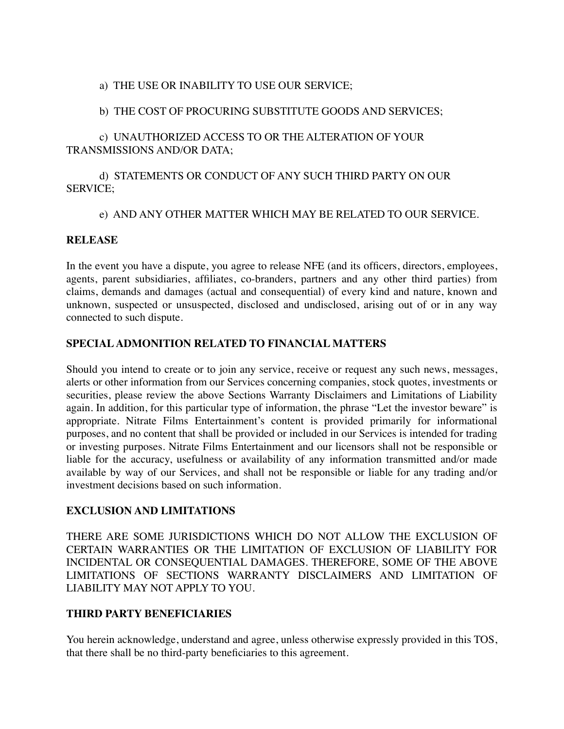a) THE USE OR INABILITY TO USE OUR SERVICE;

b) THE COST OF PROCURING SUBSTITUTE GOODS AND SERVICES;

c) UNAUTHORIZED ACCESS TO OR THE ALTERATION OF YOUR TRANSMISSIONS AND/OR DATA;

d) STATEMENTS OR CONDUCT OF ANY SUCH THIRD PARTY ON OUR SERVICE;

e) AND ANY OTHER MATTER WHICH MAY BE RELATED TO OUR SERVICE.

**RELEASE**

In the event you have a dispute, you agree to release NFE (and its officers, directors, employees, agents, parent subsidiaries, affiliates, co-branders, partners and any other third parties) from claims, demands and damages (actual and consequential) of every kind and nature, known and unknown, suspected or unsuspected, disclosed and undisclosed, arising out of or in any way connected to such dispute.

**SPECIAL ADMONITION RELATED TO FINANCIAL MATTERS**

Should you intend to create or to join any service, receive or request any such news, messages, alerts or other information from our Services concerning companies, stock quotes, investments or securities, please review the above Sections Warranty Disclaimers and Limitations of Liability again. In addition, for this particular type of information, the phrase "Let the investor beware" is appropriate. Nitrate Films Entertainment's content is provided primarily for informational purposes, and no content that shall be provided or included in our Services is intended for trading or investing purposes. Nitrate Films Entertainment and our licensors shall not be responsible or liable for the accuracy, usefulness or availability of any information transmitted and/or made available by way of our Services, and shall not be responsible or liable for any trading and/or investment decisions based on such information.

**EXCLUSION AND LIMITATIONS**

THERE ARE SOME JURISDICTIONS WHICH DO NOT ALLOW THE EXCLUSION OF CERTAIN WARRANTIES OR THE LIMITATION OF EXCLUSION OF LIABILITY FOR INCIDENTAL OR CONSEQUENTIAL DAMAGES. THEREFORE, SOME OF THE ABOVE LIMITATIONS OF SECTIONS WARRANTY DISCLAIMERS AND LIMITATION OF LIABILITY MAY NOT APPLY TO YOU.

**THIRD PARTY BENEFICIARIES**

You herein acknowledge, understand and agree, unless otherwise expressly provided in this TOS, that there shall be no third-party beneficiaries to this agreement.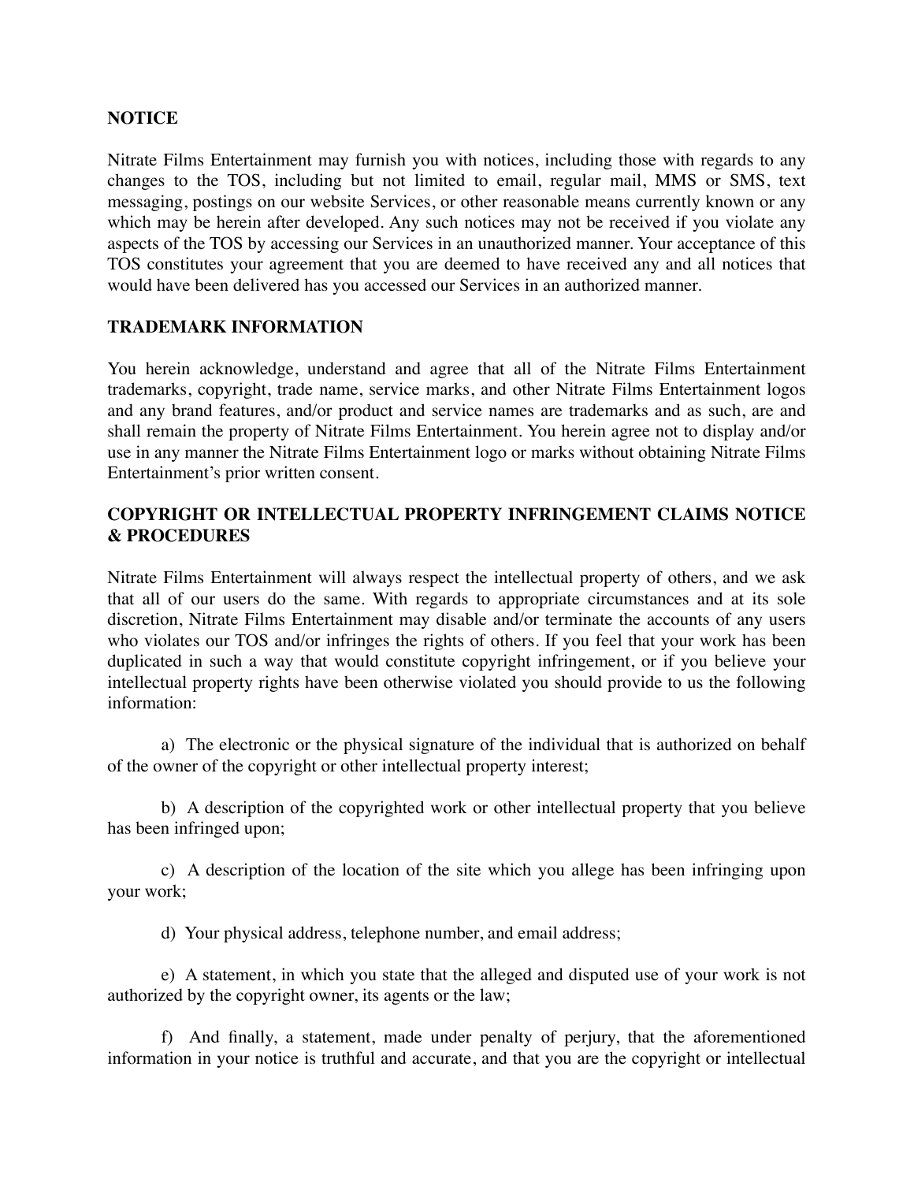**NOTICE**

Nitrate Films Entertainment may furnish you with notices, including those with regards to any changes to the TOS, including but not limited to email, regular mail, MMS or SMS, text messaging, postings on our website Services, or other reasonable means currently known or any which may be herein after developed. Any such notices may not be received if you violate any aspects of the TOS by accessing our Services in an unauthorized manner. Your acceptance of this TOS constitutes your agreement that you are deemed to have received any and all notices that would have been delivered has you accessed our Services in an authorized manner.

**TRADEMARK INFORMATION**

You herein acknowledge, understand and agree that all of the Nitrate Films Entertainment trademarks, copyright, trade name, service marks, and other Nitrate Films Entertainment logos and any brand features, and/or product and service names are trademarks and as such, are and shall remain the property of Nitrate Films Entertainment. You herein agree not to display and/or use in any manner the Nitrate Films Entertainment logo or marks without obtaining Nitrate Films Entertainment's prior written consent.

**COPYRIGHT OR INTELLECTUAL PROPERTY INFRINGEMENT CLAIMS NOTICE & PROCEDURES**

Nitrate Films Entertainment will always respect the intellectual property of others, and we ask that all of our users do the same. With regards to appropriate circumstances and at its sole discretion, Nitrate Films Entertainment may disable and/or terminate the accounts of any users who violates our TOS and/or infringes the rights of others. If you feel that your work has been duplicated in such a way that would constitute copyright infringement, or if you believe your intellectual property rights have been otherwise violated you should provide to us the following information:

a) The electronic or the physical signature of the individual that is authorized on behalf of the owner of the copyright or other intellectual property interest;

b) A description of the copyrighted work or other intellectual property that you believe has been infringed upon;

c) A description of the location of the site which you allege has been infringing upon your work;

d) Your physical address, telephone number, and email address;

e) A statement, in which you state that the alleged and disputed use of your work is not authorized by the copyright owner, its agents or the law;

f) And finally, a statement, made under penalty of perjury, that the aforementioned information in your notice is truthful and accurate, and that you are the copyright or intellectual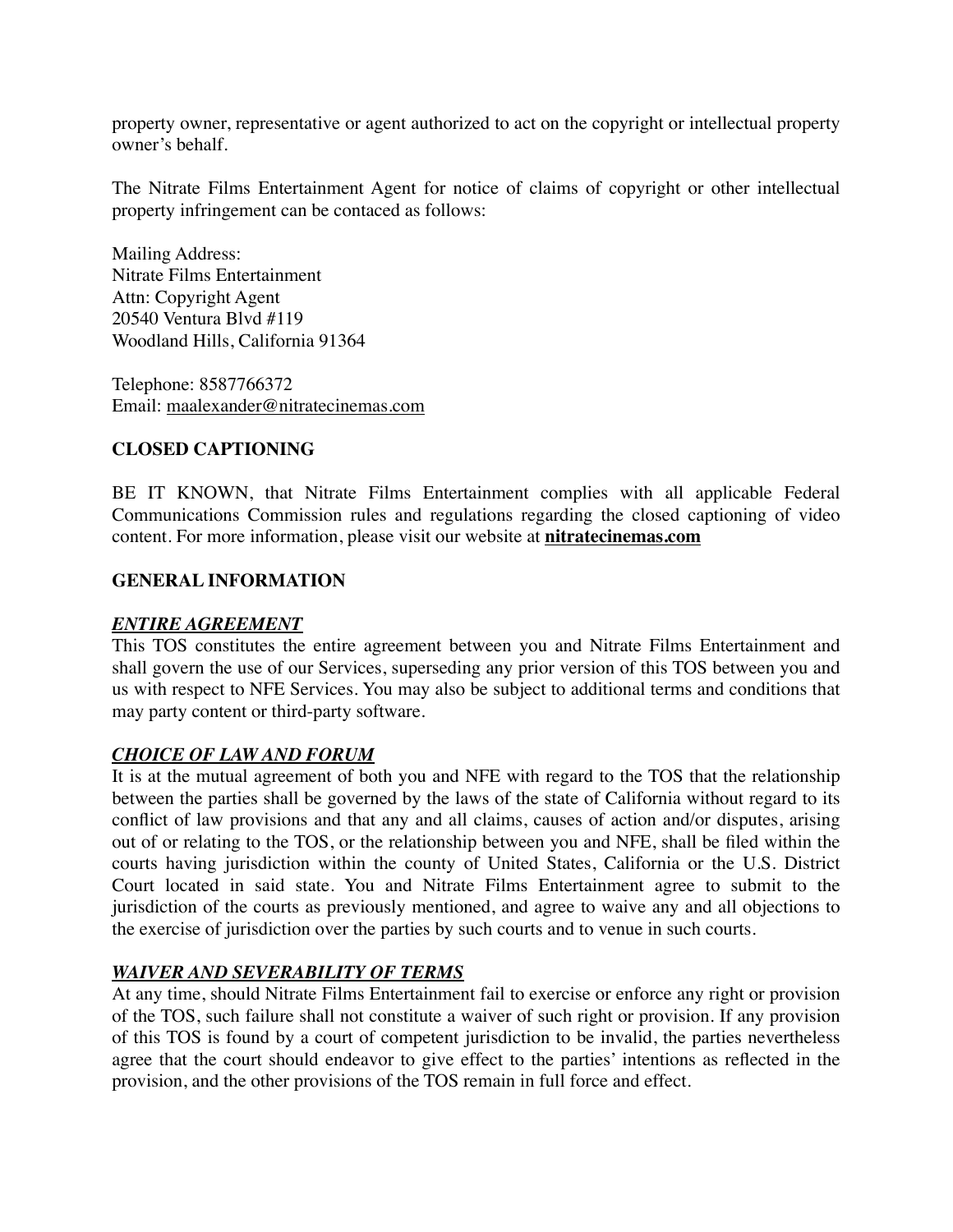property owner, representative or agent authorized to act on the copyright or intellectual property owner's behalf.

The Nitrate Films Entertainment Agent for notice of claims of copyright or other intellectual property infringement can be contaced as follows:

Mailing Address:
Nitrate Films Entertainment
Attn: Copyright Agent
20540 Ventura Blvd #119
Woodland Hills, California 91364

Telephone: 8587766372
Email: maalexander@nitratecinemas.com

**CLOSED CAPTIONING**

BE IT KNOWN, that Nitrate Films Entertainment complies with all applicable Federal Communications Commission rules and regulations regarding the closed captioning of video content. For more information, please visit our website at **nitratecinemas.com**

**GENERAL INFORMATION**

***ENTIRE AGREEMENT***

This TOS constitutes the entire agreement between you and Nitrate Films Entertainment and shall govern the use of our Services, superseding any prior version of this TOS between you and us with respect to NFE Services. You may also be subject to additional terms and conditions that may party content or third-party software.

***CHOICE OF LAW AND FORUM***

It is at the mutual agreement of both you and NFE with regard to the TOS that the relationship between the parties shall be governed by the laws of the state of California without regard to its conflict of law provisions and that any and all claims, causes of action and/or disputes, arising out of or relating to the TOS, or the relationship between you and NFE, shall be filed within the courts having jurisdiction within the county of United States, California or the U.S. District Court located in said state. You and Nitrate Films Entertainment agree to submit to the jurisdiction of the courts as previously mentioned, and agree to waive any and all objections to the exercise of jurisdiction over the parties by such courts and to venue in such courts.

***WAIVER AND SEVERABILITY OF TERMS***

At any time, should Nitrate Films Entertainment fail to exercise or enforce any right or provision of the TOS, such failure shall not constitute a waiver of such right or provision. If any provision of this TOS is found by a court of competent jurisdiction to be invalid, the parties nevertheless agree that the court should endeavor to give effect to the parties' intentions as reflected in the provision, and the other provisions of the TOS remain in full force and effect.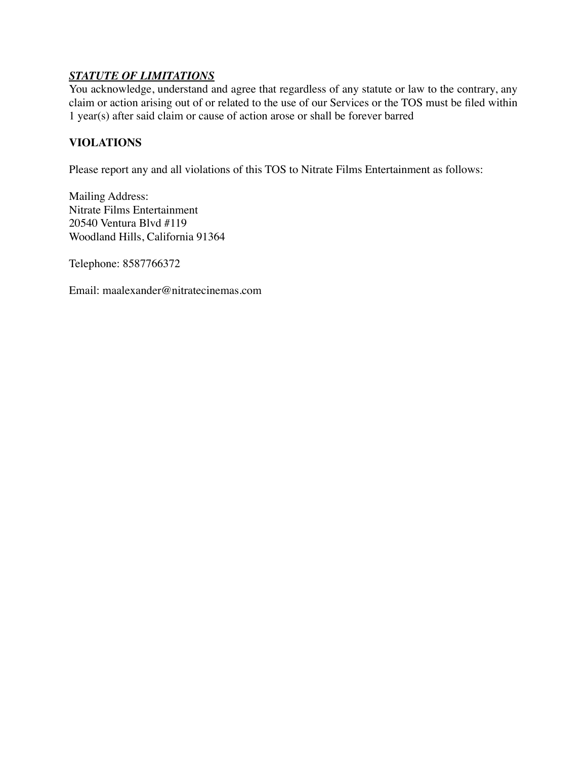***STATUTE OF LIMITATIONS***

You acknowledge, understand and agree that regardless of any statute or law to the contrary, any claim or action arising out of or related to the use of our Services or the TOS must be filed within 1 year(s) after said claim or cause of action arose or shall be forever barred

**VIOLATIONS**

Please report any and all violations of this TOS to Nitrate Films Entertainment as follows:

Mailing Address:
Nitrate Films Entertainment
20540 Ventura Blvd #119
Woodland Hills, California 91364

Telephone: 8587766372

Email: maalexander@nitratecinemas.com